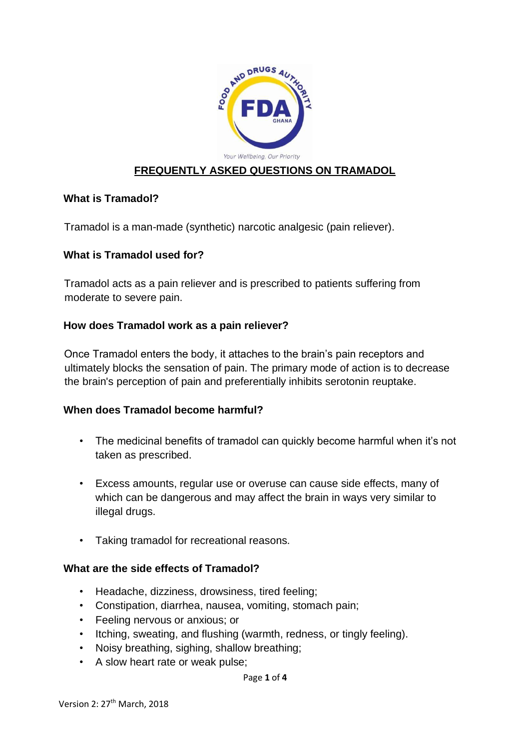# FREQUENTLY ASKED QUESTIONS ON TRAMADOL

### What is Tramadol?

Tramadol is a man-made (synthetic) narcotic analgesic (pain reliever).

### What is Tramadol used for?

Tramadol acts as a pain reliever and is prescribed to patients suffering from moderate to severe pain.

### How does Tramadol work as a pain reliever?

Once Tramadol enters the body, it attaches to the brain's pain receptors and ultimately blocks the sensation of pain. The primary mode of action is to decrease the brain's perception of pain and preferentially inhibits serotonin reuptake.

### When does Tramadol become harmful?

- The medicinal benefits of tramadol can quickly become harmful when it's not taken as prescribed.
- Excess amounts, regular use or overuse can cause side effects, many of which can be dangerous and may affect the brain in ways very similar to illegal drugs.
- Taking tramadol for recreational reasons.

### What are the side effects of Tramadol?

- Headache, dizziness, drowsiness, tired feeling;
- Constipation, diarrhea, nausea, vomiting, stomach pain;
- Feeling nervous or anxious; or
- Itching, sweating, and flushing (warmth, redness, or tingly feeling).
- Noisy breathing, sighing, shallow breathing;
- A slow heart rate or weak pulse;

Version 2: 27th March, 2018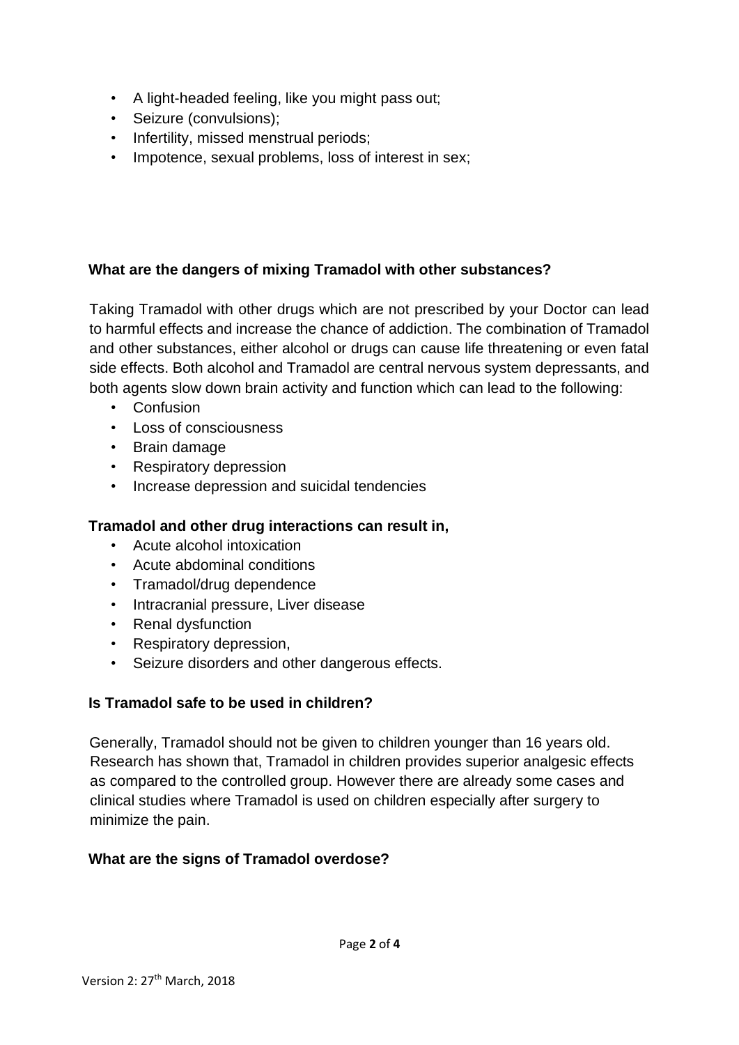- A light-headed feeling, like you might pass out;
- Seizure (convulsions);
- Infertility, missed menstrual periods;
- Impotence, sexual problems, loss of interest in sex;

**What are the dangers of mixing Tramadol with other substances?**

Taking Tramadol with other drugs which are not prescribed by your Doctor can lead to harmful effects and increase the chance of addiction. The combination of Tramadol and other substances, either alcohol or drugs can cause life threatening or even fatal side effects. Both alcohol and Tramadol are central nervous system depressants, and both agents slow down brain activity and function which can lead to the following:

- Confusion
- Loss of consciousness
- Brain damage
- Respiratory depression
- Increase depression and suicidal tendencies

**Tramadol and other drug interactions can result in,**

- Acute alcohol intoxication
- Acute abdominal conditions
- Tramadol/drug dependence
- Intracranial pressure, Liver disease
- Renal dysfunction
- Respiratory depression,
- Seizure disorders and other dangerous effects.

**Is Tramadol safe to be used in children?**

Generally, Tramadol should not be given to children younger than 16 years old. Research has shown that, Tramadol in children provides superior analgesic effects as compared to the controlled group. However there are already some cases and clinical studies where Tramadol is used on children especially after surgery to minimize the pain.

**What are the signs of Tramadol overdose?**

Version 2: 27th March, 2018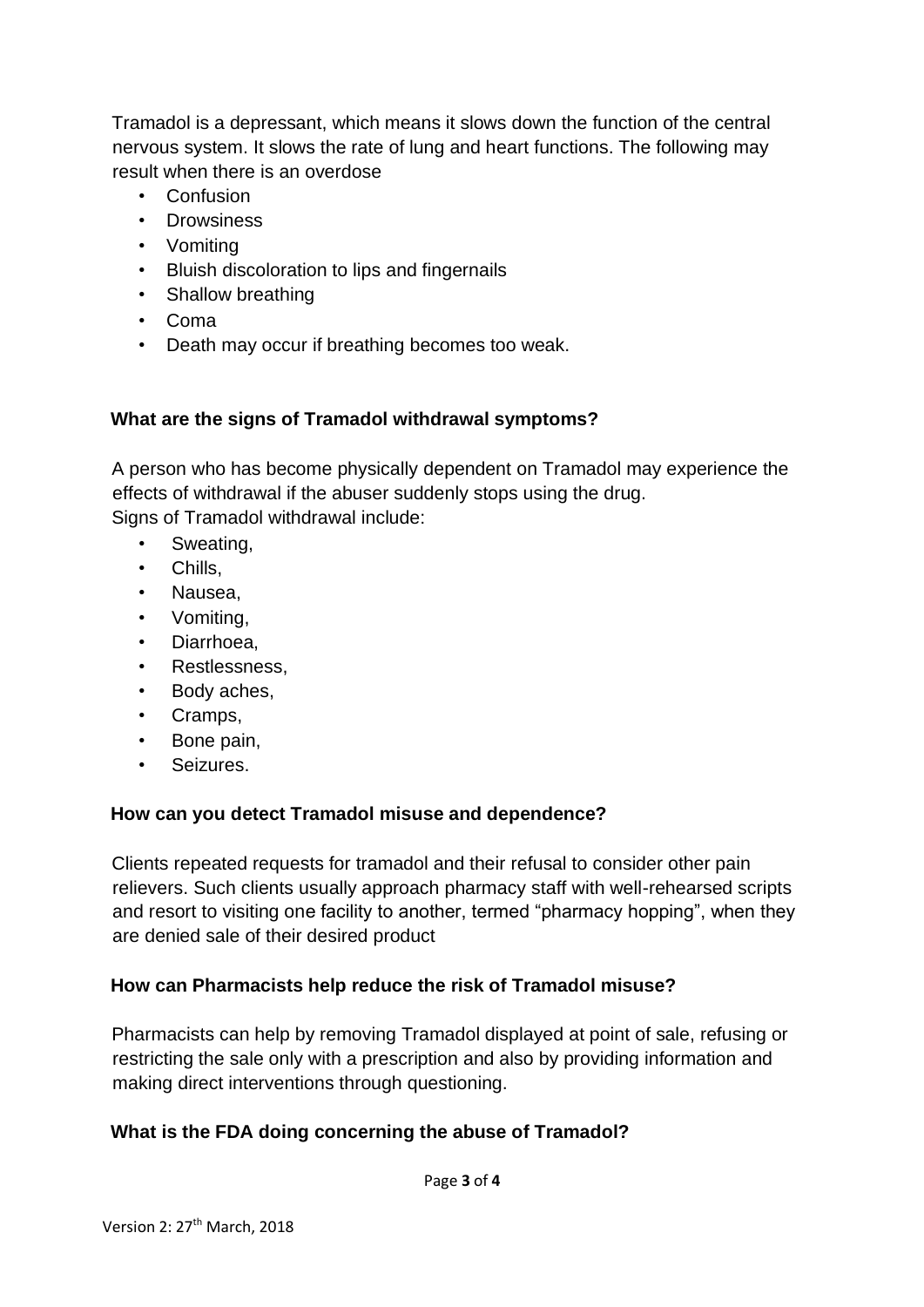Tramadol is a depressant, which means it slows down the function of the central nervous system. It slows the rate of lung and heart functions. The following may result when there is an overdose

- Confusion
- Drowsiness
- Vomiting
- Bluish discoloration to lips and fingernails
- Shallow breathing
- Coma
- Death may occur if breathing becomes too weak.

### What are the signs of Tramadol withdrawal symptoms?

A person who has become physically dependent on Tramadol may experience the effects of withdrawal if the abuser suddenly stops using the drug.
Signs of Tramadol withdrawal include:

- Sweating,
- Chills,
- Nausea,
- Vomiting,
- Diarrhoea,
- Restlessness,
- Body aches,
- Cramps,
- Bone pain,
- Seizures.

### How can you detect Tramadol misuse and dependence?

Clients repeated requests for tramadol and their refusal to consider other pain relievers. Such clients usually approach pharmacy staff with well-rehearsed scripts and resort to visiting one facility to another, termed "pharmacy hopping", when they are denied sale of their desired product

### How can Pharmacists help reduce the risk of Tramadol misuse?

Pharmacists can help by removing Tramadol displayed at point of sale, refusing or restricting the sale only with a prescription and also by providing information and making direct interventions through questioning.

### What is the FDA doing concerning the abuse of Tramadol?

Version 2: 27th March, 2018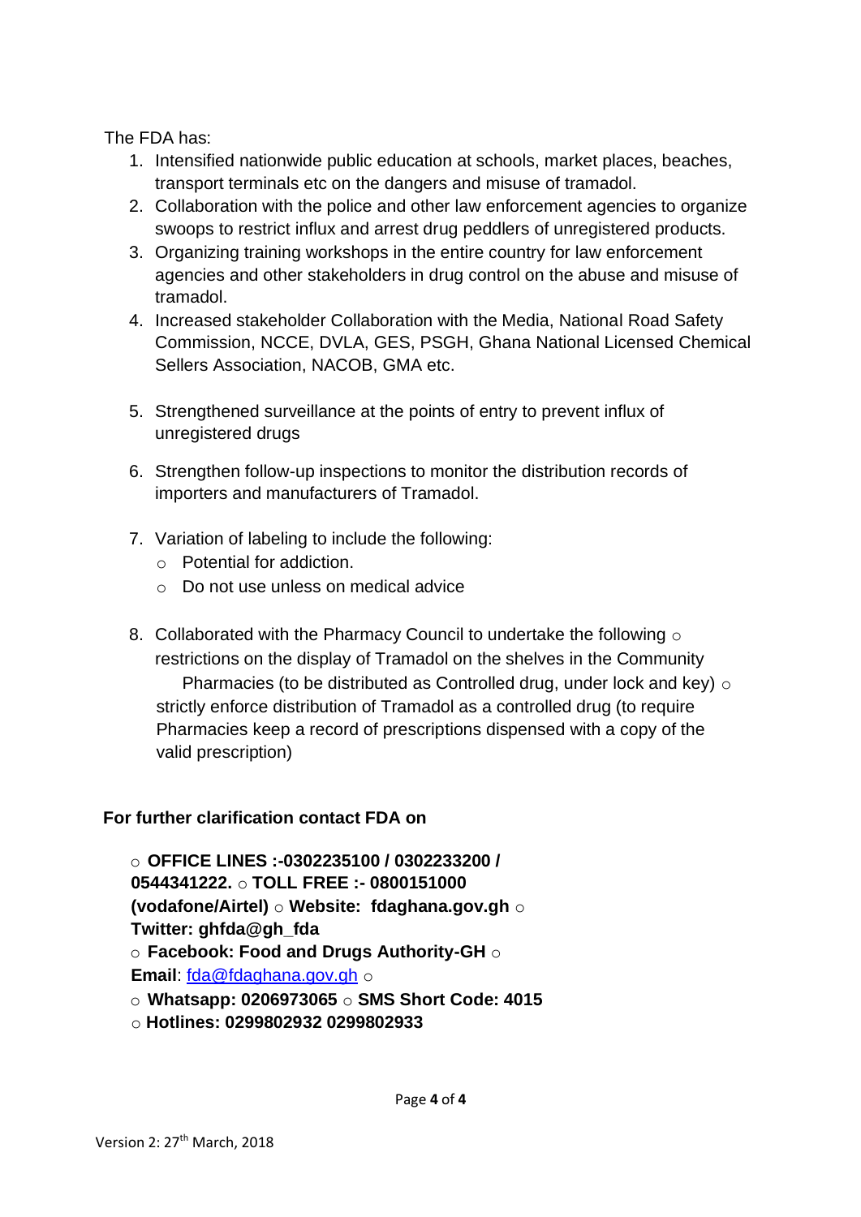The FDA has:

1. Intensified nationwide public education at schools, market places, beaches, transport terminals etc on the dangers and misuse of tramadol.
2. Collaboration with the police and other law enforcement agencies to organize swoops to restrict influx and arrest drug peddlers of unregistered products.
3. Organizing training workshops in the entire country for law enforcement agencies and other stakeholders in drug control on the abuse and misuse of tramadol.
4. Increased stakeholder Collaboration with the Media, National Road Safety Commission, NCCE, DVLA, GES, PSGH, Ghana National Licensed Chemical Sellers Association, NACOB, GMA etc.
5. Strengthened surveillance at the points of entry to prevent influx of unregistered drugs
6. Strengthen follow-up inspections to monitor the distribution records of importers and manufacturers of Tramadol.
7. Variation of labeling to include the following:
   - Potential for addiction.
   - Do not use unless on medical advice
8. Collaborated with the Pharmacy Council to undertake the following
   - restrictions on the display of Tramadol on the shelves in the Community Pharmacies (to be distributed as Controlled drug, under lock and key)
   - strictly enforce distribution of Tramadol as a controlled drug (to require Pharmacies keep a record of prescriptions dispensed with a copy of the valid prescription)

**For further clarification contact FDA on**

- **OFFICE LINES :-0302235100 / 0302233200 / 0544341222.**
- **TOLL FREE :- 0800151000 (vodafone/Airtel)**
- **Website: fdaghana.gov.gh**
- **Twitter: ghfda@gh_fda**
- **Facebook: Food and Drugs Authority-GH**
- **Email**: fda@fdaghana.gov.gh
- **Whatsapp: 0206973065**
- **SMS Short Code: 4015**
- **Hotlines: 0299802932 0299802933**

Version 2: 27th March, 2018